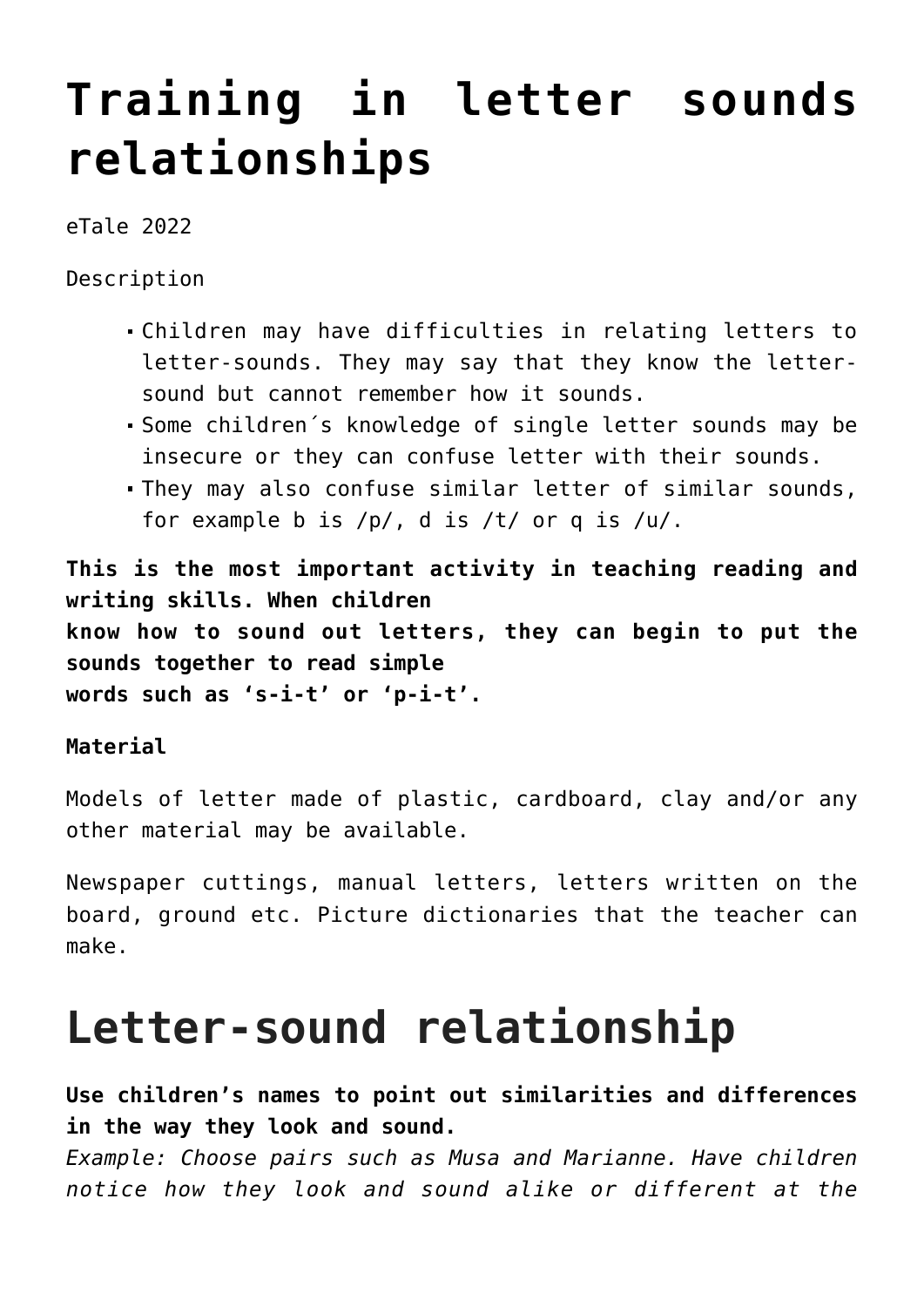# Training in letter sounds relationships

eTale 2022

Description

- Children may have difficulties in relating letters to letter-sounds. They may say that they know the letter-sound but cannot remember how it sounds.
- Some children´s knowledge of single letter sounds may be insecure or they can confuse letter with their sounds.
- They may also confuse similar letter of similar sounds, for example b is /p/, d is /t/ or q is /u/.

**This is the most important activity in teaching reading and writing skills. When children know how to sound out letters, they can begin to put the sounds together to read simple words such as 's-i-t' or 'p-i-t'.**

**Material**

Models of letter made of plastic, cardboard, clay and/or any other material may be available.

Newspaper cuttings, manual letters, letters written on the board, ground etc. Picture dictionaries that the teacher can make.

# Letter-sound relationship

**Use children's names to point out similarities and differences in the way they look and sound.**
*Example: Choose pairs such as Musa and Marianne. Have children notice how they look and sound alike or different at the*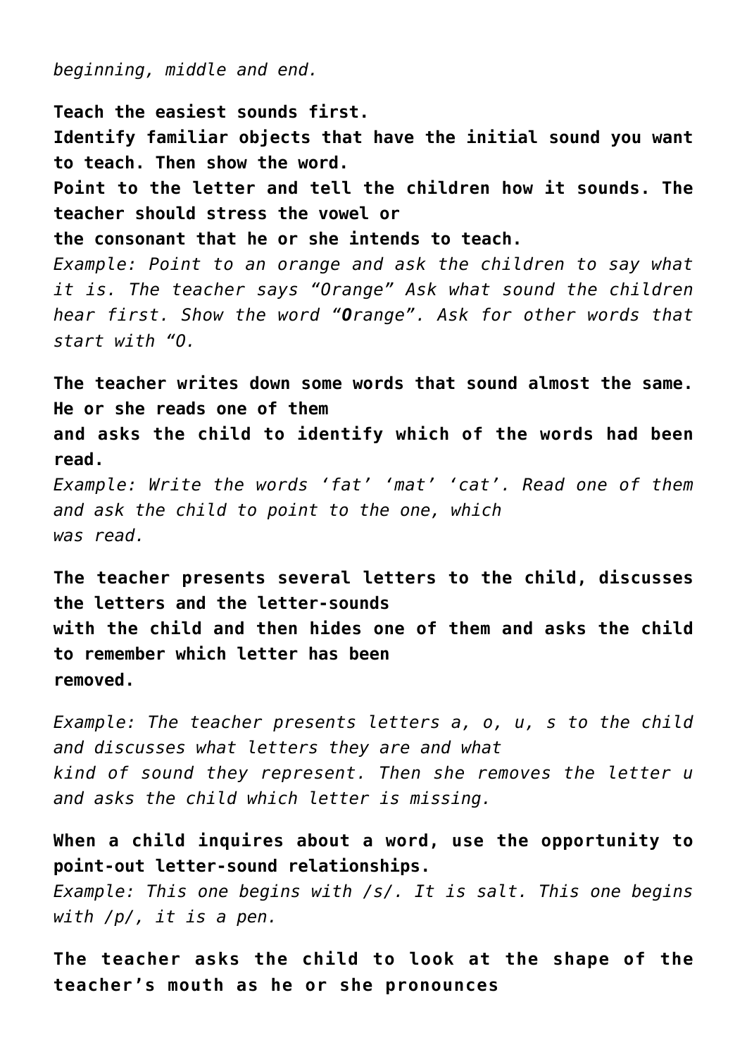*beginning, middle and end.*

**Teach the easiest sounds first.**
**Identify familiar objects that have the initial sound you want to teach. Then show the word.**
**Point to the letter and tell the children how it sounds. The teacher should stress the vowel or the consonant that he or she intends to teach.**
*Example: Point to an orange and ask the children to say what it is. The teacher says "Orange" Ask what sound the children hear first. Show the word "**O**range". Ask for other words that start with "O.*

**The teacher writes down some words that sound almost the same. He or she reads one of them and asks the child to identify which of the words had been read.**
*Example: Write the words 'fat' 'mat' 'cat'. Read one of them and ask the child to point to the one, which was read.*

**The teacher presents several letters to the child, discusses the letters and the letter-sounds with the child and then hides one of them and asks the child to remember which letter has been removed.**

*Example: The teacher presents letters a, o, u, s to the child and discusses what letters they are and what kind of sound they represent. Then she removes the letter u and asks the child which letter is missing.*

**When a child inquires about a word, use the opportunity to point-out letter-sound relationships.**
*Example: This one begins with /s/. It is salt. This one begins with /p/, it is a pen.*

**The teacher asks the child to look at the shape of the teacher's mouth as he or she pronounces**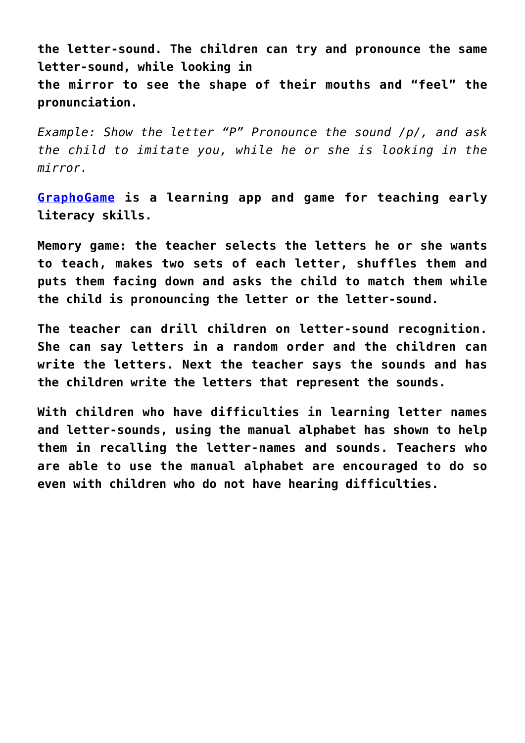**the letter-sound. The children can try and pronounce the same letter-sound, while looking in the mirror to see the shape of their mouths and "feel" the pronunciation.**

*Example: Show the letter "P" Pronounce the sound /p/, and ask the child to imitate you, while he or she is looking in the mirror.*

**GraphoGame is a learning app and game for teaching early literacy skills.**

**Memory game: the teacher selects the letters he or she wants to teach, makes two sets of each letter, shuffles them and puts them facing down and asks the child to match them while the child is pronouncing the letter or the letter-sound.**

**The teacher can drill children on letter-sound recognition. She can say letters in a random order and the children can write the letters. Next the teacher says the sounds and has the children write the letters that represent the sounds.**

**With children who have difficulties in learning letter names and letter-sounds, using the manual alphabet has shown to help them in recalling the letter-names and sounds. Teachers who are able to use the manual alphabet are encouraged to do so even with children who do not have hearing difficulties.**